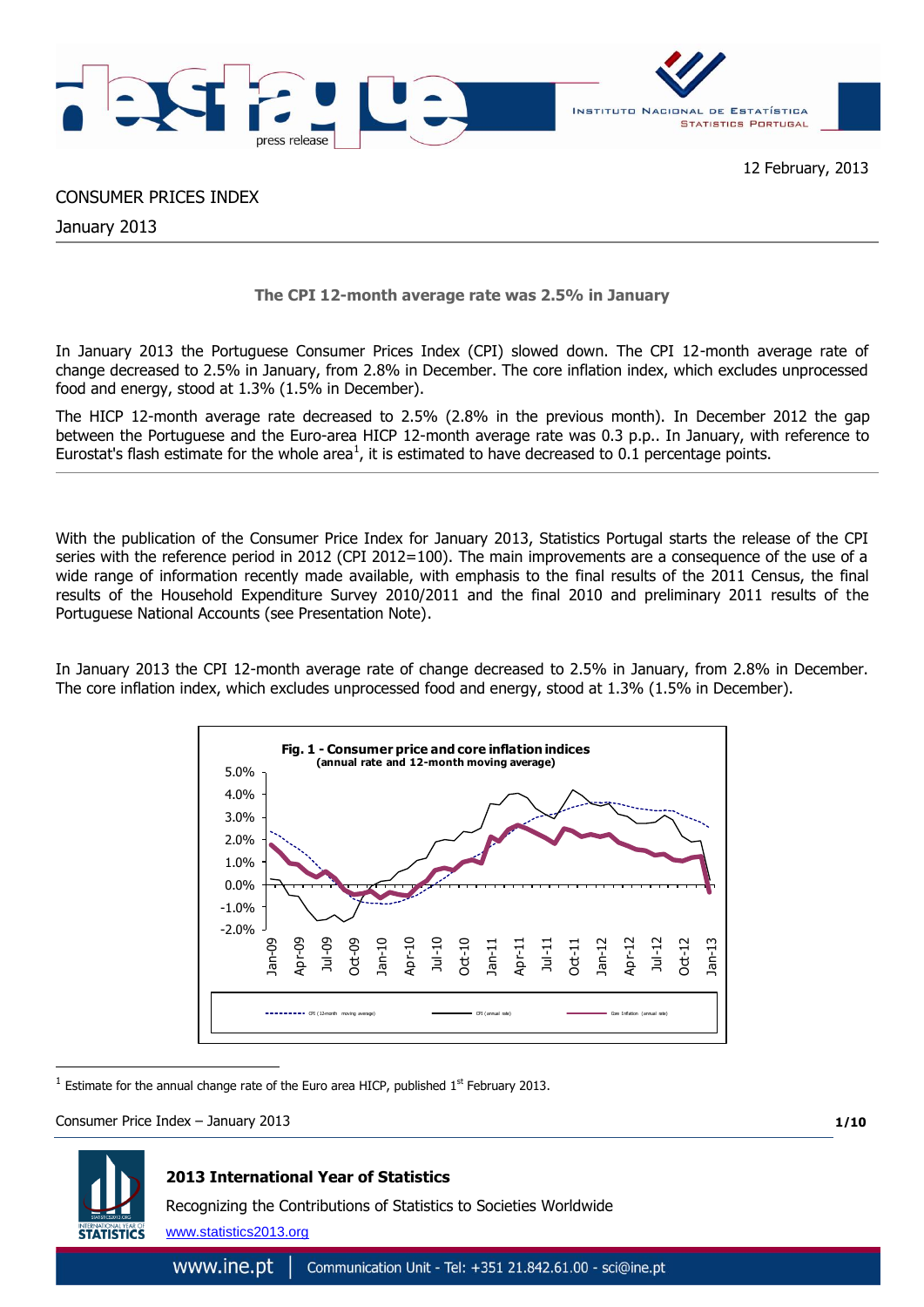12 February, 2013

# CONSUMER PRICES INDEX

January 2013

**The CPI 12-month average rate was 2.5% in January**

In January 2013 the Portuguese Consumer Prices Index (CPI) slowed down. The CPI 12-month average rate of change decreased to 2.5% in January, from 2.8% in December. The core inflation index, which excludes unprocessed food and energy, stood at 1.3% (1.5% in December).

The HICP 12-month average rate decreased to 2.5% (2.8% in the previous month). In December 2012 the gap between the Portuguese and the Euro-area HICP 12-month average rate was 0.3 p.p.. In January, with reference to Eurostat's flash estimate for the whole area[1], it is estimated to have decreased to 0.1 percentage points.

With the publication of the Consumer Price Index for January 2013, Statistics Portugal starts the release of the CPI series with the reference period in 2012 (CPI 2012=100). The main improvements are a consequence of the use of a wide range of information recently made available, with emphasis to the final results of the 2011 Census, the final results of the Household Expenditure Survey 2010/2011 and the final 2010 and preliminary 2011 results of the Portuguese National Accounts (see Presentation Note).

In January 2013 the CPI 12-month average rate of change decreased to 2.5% in January, from 2.8% in December. The core inflation index, which excludes unprocessed food and energy, stood at 1.3% (1.5% in December).

**Fig. 1 - Consumer price and core inflation indices**
**(annual rate and 12-month moving average)**

[1] Estimate for the annual change rate of the Euro area HICP, published 1st February 2013.

**2013 International Year of Statistics**

Recognizing the Contributions of Statistics to Societies Worldwide

www.statistics2013.org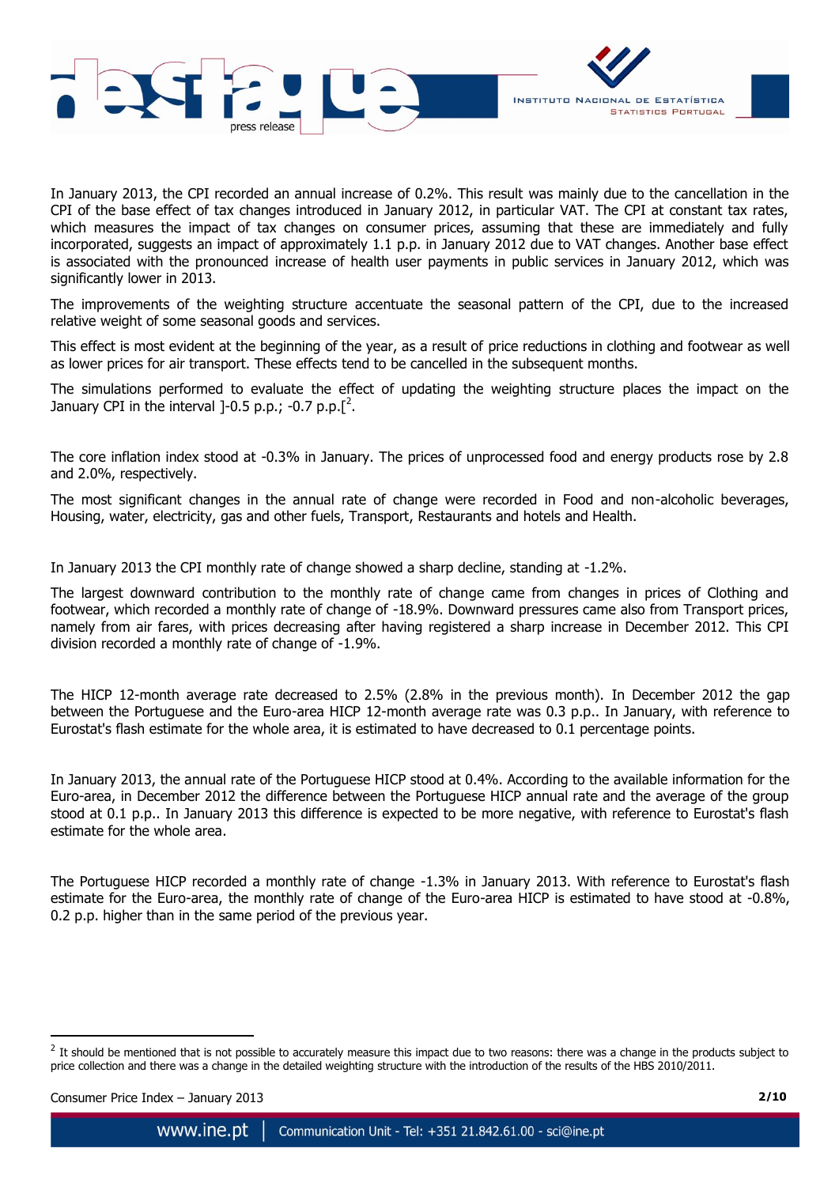In January 2013, the CPI recorded an annual increase of 0.2%. This result was mainly due to the cancellation in the CPI of the base effect of tax changes introduced in January 2012, in particular VAT. The CPI at constant tax rates, which measures the impact of tax changes on consumer prices, assuming that these are immediately and fully incorporated, suggests an impact of approximately 1.1 p.p. in January 2012 due to VAT changes. Another base effect is associated with the pronounced increase of health user payments in public services in January 2012, which was significantly lower in 2013.

The improvements of the weighting structure accentuate the seasonal pattern of the CPI, due to the increased relative weight of some seasonal goods and services.

This effect is most evident at the beginning of the year, as a result of price reductions in clothing and footwear as well as lower prices for air transport. These effects tend to be cancelled in the subsequent months.

The simulations performed to evaluate the effect of updating the weighting structure places the impact on the January CPI in the interval ]-0.5 p.p.; -0.7 p.p.[[2].

The core inflation index stood at -0.3% in January. The prices of unprocessed food and energy products rose by 2.8 and 2.0%, respectively.

The most significant changes in the annual rate of change were recorded in Food and non-alcoholic beverages, Housing, water, electricity, gas and other fuels, Transport, Restaurants and hotels and Health.

In January 2013 the CPI monthly rate of change showed a sharp decline, standing at -1.2%.

The largest downward contribution to the monthly rate of change came from changes in prices of Clothing and footwear, which recorded a monthly rate of change of -18.9%. Downward pressures came also from Transport prices, namely from air fares, with prices decreasing after having registered a sharp increase in December 2012. This CPI division recorded a monthly rate of change of -1.9%.

The HICP 12-month average rate decreased to 2.5% (2.8% in the previous month). In December 2012 the gap between the Portuguese and the Euro-area HICP 12-month average rate was 0.3 p.p.. In January, with reference to Eurostat's flash estimate for the whole area, it is estimated to have decreased to 0.1 percentage points.

In January 2013, the annual rate of the Portuguese HICP stood at 0.4%. According to the available information for the Euro-area, in December 2012 the difference between the Portuguese HICP annual rate and the average of the group stood at 0.1 p.p.. In January 2013 this difference is expected to be more negative, with reference to Eurostat's flash estimate for the whole area.

The Portuguese HICP recorded a monthly rate of change -1.3% in January 2013. With reference to Eurostat's flash estimate for the Euro-area, the monthly rate of change of the Euro-area HICP is estimated to have stood at -0.8%, 0.2 p.p. higher than in the same period of the previous year.

---

[2] It should be mentioned that is not possible to accurately measure this impact due to two reasons: there was a change in the products subject to price collection and there was a change in the detailed weighting structure with the introduction of the results of the HBS 2010/2011.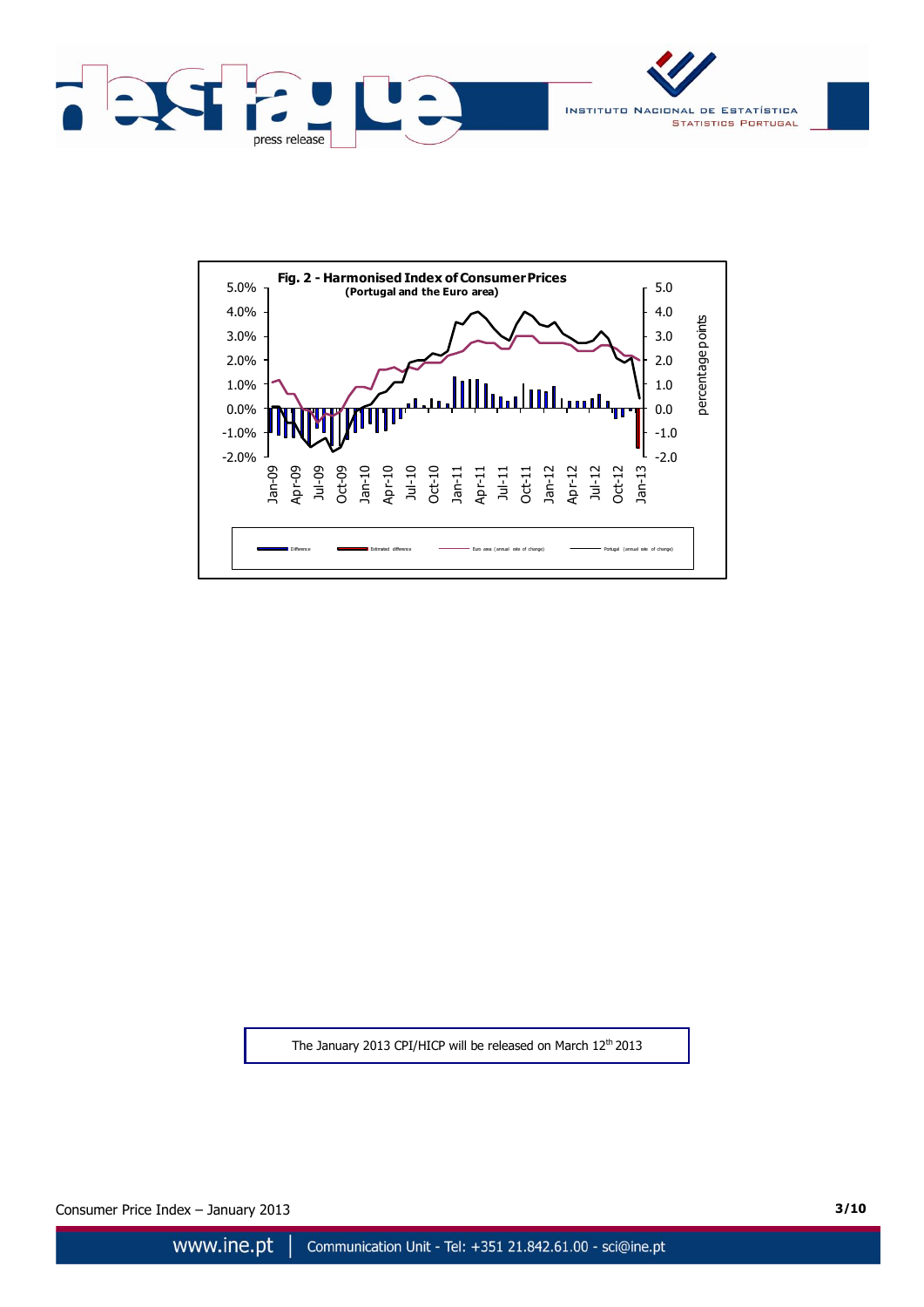**Fig. 2 - Harmonised Index of Consumer Prices**
**(Portugal and the Euro area)**

Difference | Estimated difference | Euro area (annual rate of change) | Portugal (annual rate of change)

The January 2013 CPI/HICP will be released on March 12th 2013

Consumer Price Index – January 2013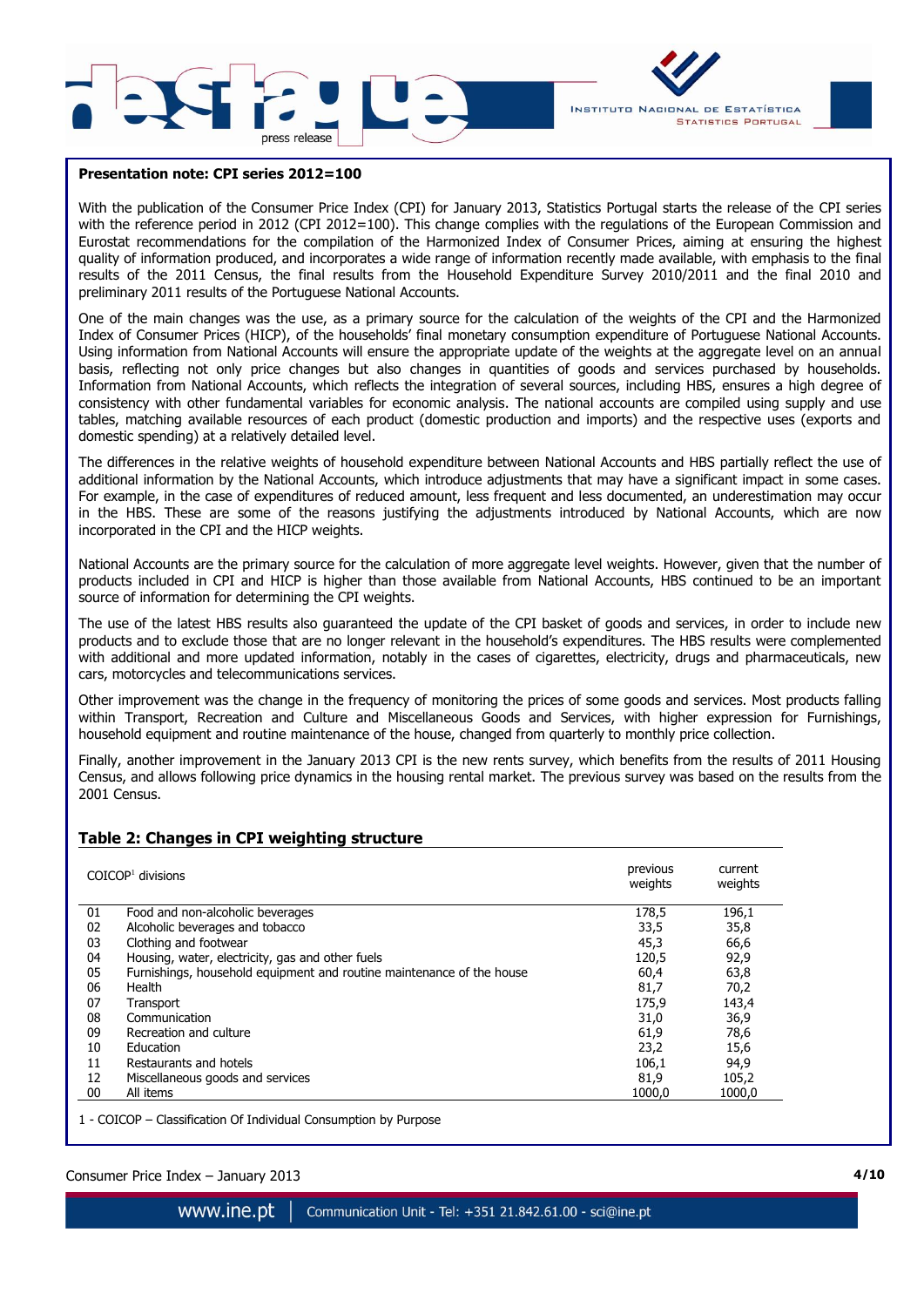**Presentation note: CPI series 2012=100**

With the publication of the Consumer Price Index (CPI) for January 2013, Statistics Portugal starts the release of the CPI series with the reference period in 2012 (CPI 2012=100). This change complies with the regulations of the European Commission and Eurostat recommendations for the compilation of the Harmonized Index of Consumer Prices, aiming at ensuring the highest quality of information produced, and incorporates a wide range of information recently made available, with emphasis to the final results of the 2011 Census, the final results from the Household Expenditure Survey 2010/2011 and the final 2010 and preliminary 2011 results of the Portuguese National Accounts.

One of the main changes was the use, as a primary source for the calculation of the weights of the CPI and the Harmonized Index of Consumer Prices (HICP), of the households' final monetary consumption expenditure of Portuguese National Accounts. Using information from National Accounts will ensure the appropriate update of the weights at the aggregate level on an annual basis, reflecting not only price changes but also changes in quantities of goods and services purchased by households. Information from National Accounts, which reflects the integration of several sources, including HBS, ensures a high degree of consistency with other fundamental variables for economic analysis. The national accounts are compiled using supply and use tables, matching available resources of each product (domestic production and imports) and the respective uses (exports and domestic spending) at a relatively detailed level.

The differences in the relative weights of household expenditure between National Accounts and HBS partially reflect the use of additional information by the National Accounts, which introduce adjustments that may have a significant impact in some cases. For example, in the case of expenditures of reduced amount, less frequent and less documented, an underestimation may occur in the HBS. These are some of the reasons justifying the adjustments introduced by National Accounts, which are now incorporated in the CPI and the HICP weights.

National Accounts are the primary source for the calculation of more aggregate level weights. However, given that the number of products included in CPI and HICP is higher than those available from National Accounts, HBS continued to be an important source of information for determining the CPI weights.

The use of the latest HBS results also guaranteed the update of the CPI basket of goods and services, in order to include new products and to exclude those that are no longer relevant in the household's expenditures. The HBS results were complemented with additional and more updated information, notably in the cases of cigarettes, electricity, drugs and pharmaceuticals, new cars, motorcycles and telecommunications services.

Other improvement was the change in the frequency of monitoring the prices of some goods and services. Most products falling within Transport, Recreation and Culture and Miscellaneous Goods and Services, with higher expression for Furnishings, household equipment and routine maintenance of the house, changed from quarterly to monthly price collection.

Finally, another improvement in the January 2013 CPI is the new rents survey, which benefits from the results of 2011 Housing Census, and allows following price dynamics in the housing rental market. The previous survey was based on the results from the 2001 Census.

## Table 2: Changes in CPI weighting structure

| COICOP[1] divisions | | previous weights | current weights |
|---|---|---|---|
| 01 | Food and non-alcoholic beverages | 178,5 | 196,1 |
| 02 | Alcoholic beverages and tobacco | 33,5 | 35,8 |
| 03 | Clothing and footwear | 45,3 | 66,6 |
| 04 | Housing, water, electricity, gas and other fuels | 120,5 | 92,9 |
| 05 | Furnishings, household equipment and routine maintenance of the house | 60,4 | 63,8 |
| 06 | Health | 81,7 | 70,2 |
| 07 | Transport | 175,9 | 143,4 |
| 08 | Communication | 31,0 | 36,9 |
| 09 | Recreation and culture | 61,9 | 78,6 |
| 10 | Education | 23,2 | 15,6 |
| 11 | Restaurants and hotels | 106,1 | 94,9 |
| 12 | Miscellaneous goods and services | 81,9 | 105,2 |
| 00 | All items | 1000,0 | 1000,0 |

1 - COICOP – Classification Of Individual Consumption by Purpose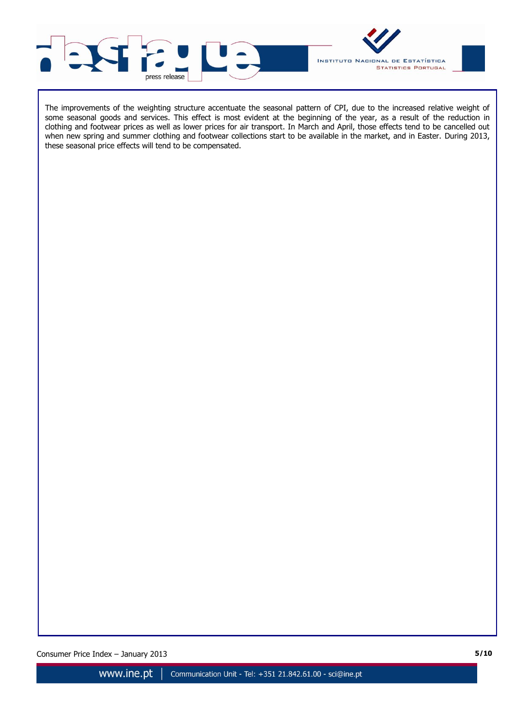The improvements of the weighting structure accentuate the seasonal pattern of CPI, due to the increased relative weight of some seasonal goods and services. This effect is most evident at the beginning of the year, as a result of the reduction in clothing and footwear prices as well as lower prices for air transport. In March and April, those effects tend to be cancelled out when new spring and summer clothing and footwear collections start to be available in the market, and in Easter. During 2013, these seasonal price effects will tend to be compensated.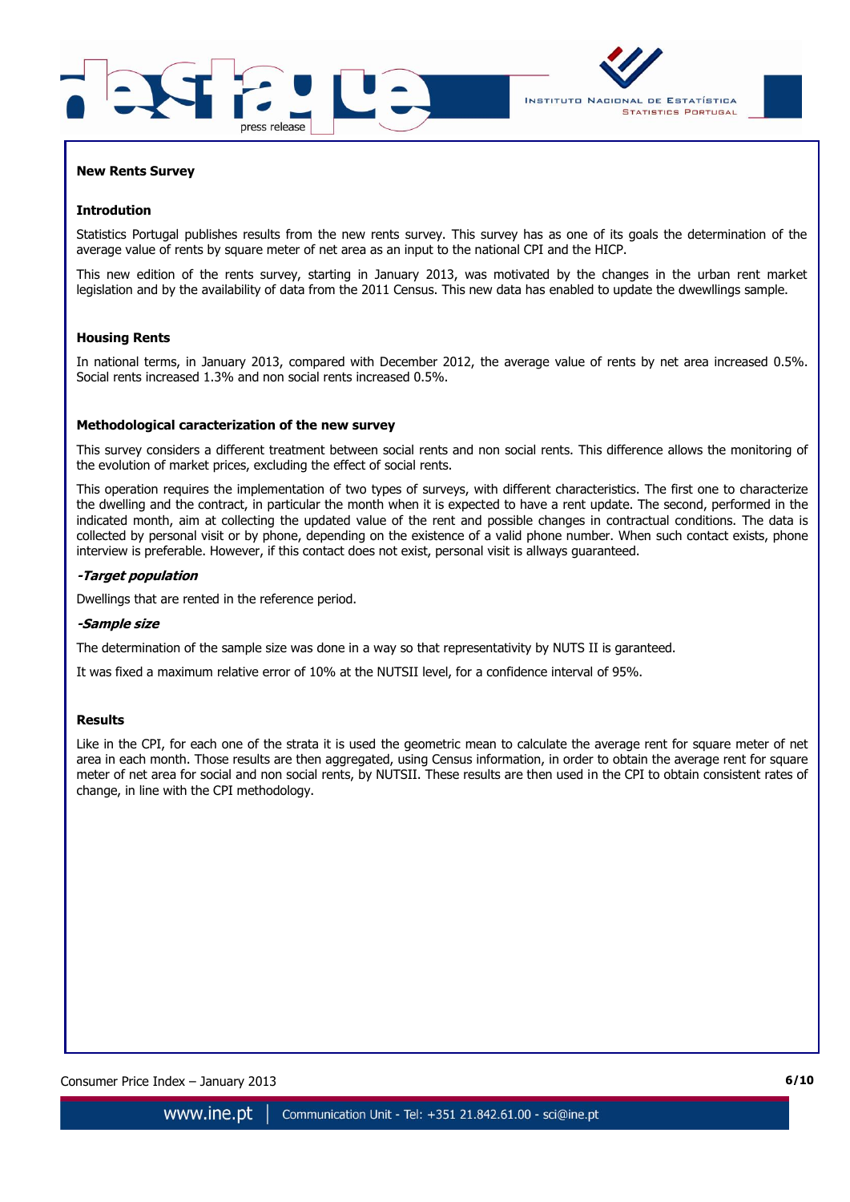## New Rents Survey

### Introdution

Statistics Portugal publishes results from the new rents survey. This survey has as one of its goals the determination of the average value of rents by square meter of net area as an input to the national CPI and the HICP.

This new edition of the rents survey, starting in January 2013, was motivated by the changes in the urban rent market legislation and by the availability of data from the 2011 Census. This new data has enabled to update the dwewllings sample.

### Housing Rents

In national terms, in January 2013, compared with December 2012, the average value of rents by net area increased 0.5%. Social rents increased 1.3% and non social rents increased 0.5%.

### Methodological caracterization of the new survey

This survey considers a different treatment between social rents and non social rents. This difference allows the monitoring of the evolution of market prices, excluding the effect of social rents.

This operation requires the implementation of two types of surveys, with different characteristics. The first one to characterize the dwelling and the contract, in particular the month when it is expected to have a rent update. The second, performed in the indicated month, aim at collecting the updated value of the rent and possible changes in contractual conditions. The data is collected by personal visit or by phone, depending on the existence of a valid phone number. When such contact exists, phone interview is preferable. However, if this contact does not exist, personal visit is allways guaranteed.

***-Target population***

Dwellings that are rented in the reference period.

***-Sample size***

The determination of the sample size was done in a way so that representativity by NUTS II is garanteed.

It was fixed a maximum relative error of 10% at the NUTSII level, for a confidence interval of 95%.

### Results

Like in the CPI, for each one of the strata it is used the geometric mean to calculate the average rent for square meter of net area in each month. Those results are then aggregated, using Census information, in order to obtain the average rent for square meter of net area for social and non social rents, by NUTSII. These results are then used in the CPI to obtain consistent rates of change, in line with the CPI methodology.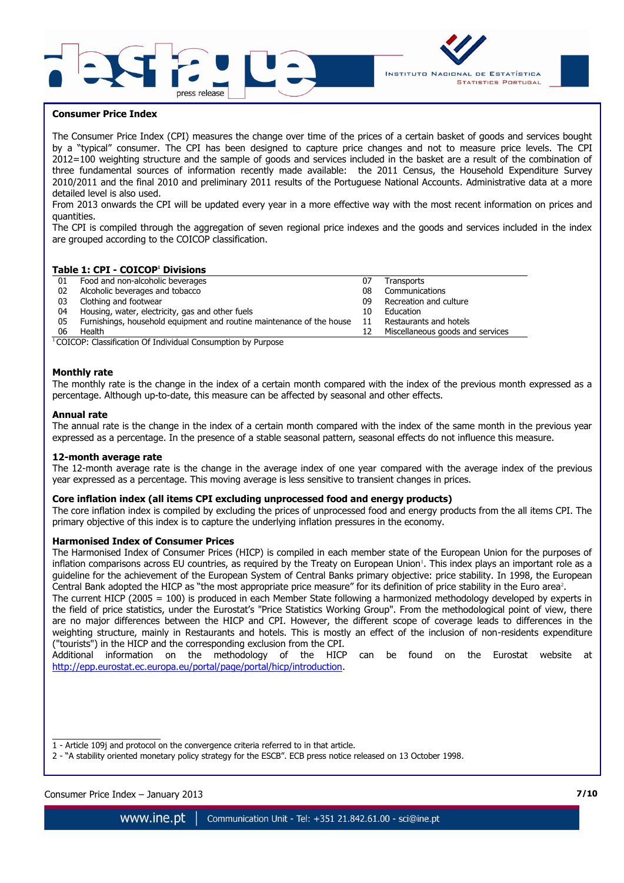## Consumer Price Index

The Consumer Price Index (CPI) measures the change over time of the prices of a certain basket of goods and services bought by a "typical" consumer. The CPI has been designed to capture price changes and not to measure price levels. The CPI 2012=100 weighting structure and the sample of goods and services included in the basket are a result of the combination of three fundamental sources of information recently made available: the 2011 Census, the Household Expenditure Survey 2010/2011 and the final 2010 and preliminary 2011 results of the Portuguese National Accounts. Administrative data at a more detailed level is also used.

From 2013 onwards the CPI will be updated every year in a more effective way with the most recent information on prices and quantities.

The CPI is compiled through the aggregation of seven regional price indexes and the goods and services included in the index are grouped according to the COICOP classification.

**Table 1: CPI - COICOP[1] Divisions**

| | | | |
|---|---|---|---|
| 01 | Food and non-alcoholic beverages | 07 | Transports |
| 02 | Alcoholic beverages and tobacco | 08 | Communications |
| 03 | Clothing and footwear | 09 | Recreation and culture |
| 04 | Housing, water, electricity, gas and other fuels | 10 | Education |
| 05 | Furnishings, household equipment and routine maintenance of the house | 11 | Restaurants and hotels |
| 06 | Health | 12 | Miscellaneous goods and services |

[1] COICOP: Classification Of Individual Consumption by Purpose

### Monthly rate

The monthly rate is the change in the index of a certain month compared with the index of the previous month expressed as a percentage. Although up-to-date, this measure can be affected by seasonal and other effects.

### Annual rate

The annual rate is the change in the index of a certain month compared with the index of the same month in the previous year expressed as a percentage. In the presence of a stable seasonal pattern, seasonal effects do not influence this measure.

### 12-month average rate

The 12-month average rate is the change in the average index of one year compared with the average index of the previous year expressed as a percentage. This moving average is less sensitive to transient changes in prices.

### Core inflation index (all items CPI excluding unprocessed food and energy products)

The core inflation index is compiled by excluding the prices of unprocessed food and energy products from the all items CPI. The primary objective of this index is to capture the underlying inflation pressures in the economy.

### Harmonised Index of Consumer Prices

The Harmonised Index of Consumer Prices (HICP) is compiled in each member state of the European Union for the purposes of inflation comparisons across EU countries, as required by the Treaty on European Union[1]. This index plays an important role as a guideline for the achievement of the European System of Central Banks primary objective: price stability. In 1998, the European Central Bank adopted the HICP as "the most appropriate price measure" for its definition of price stability in the Euro area[2].

The current HICP (2005 = 100) is produced in each Member State following a harmonized methodology developed by experts in the field of price statistics, under the Eurostat's "Price Statistics Working Group". From the methodological point of view, there are no major differences between the HICP and CPI. However, the different scope of coverage leads to differences in the weighting structure, mainly in Restaurants and hotels. This is mostly an effect of the inclusion of non-residents expenditure ("tourists") in the HICP and the corresponding exclusion from the CPI.

Additional information on the methodology of the HICP can be found on the Eurostat website at http://epp.eurostat.ec.europa.eu/portal/page/portal/hicp/introduction.

---

1 - Article 109j and protocol on the convergence criteria referred to in that article.

2 - "A stability oriented monetary policy strategy for the ESCB". ECB press notice released on 13 October 1998.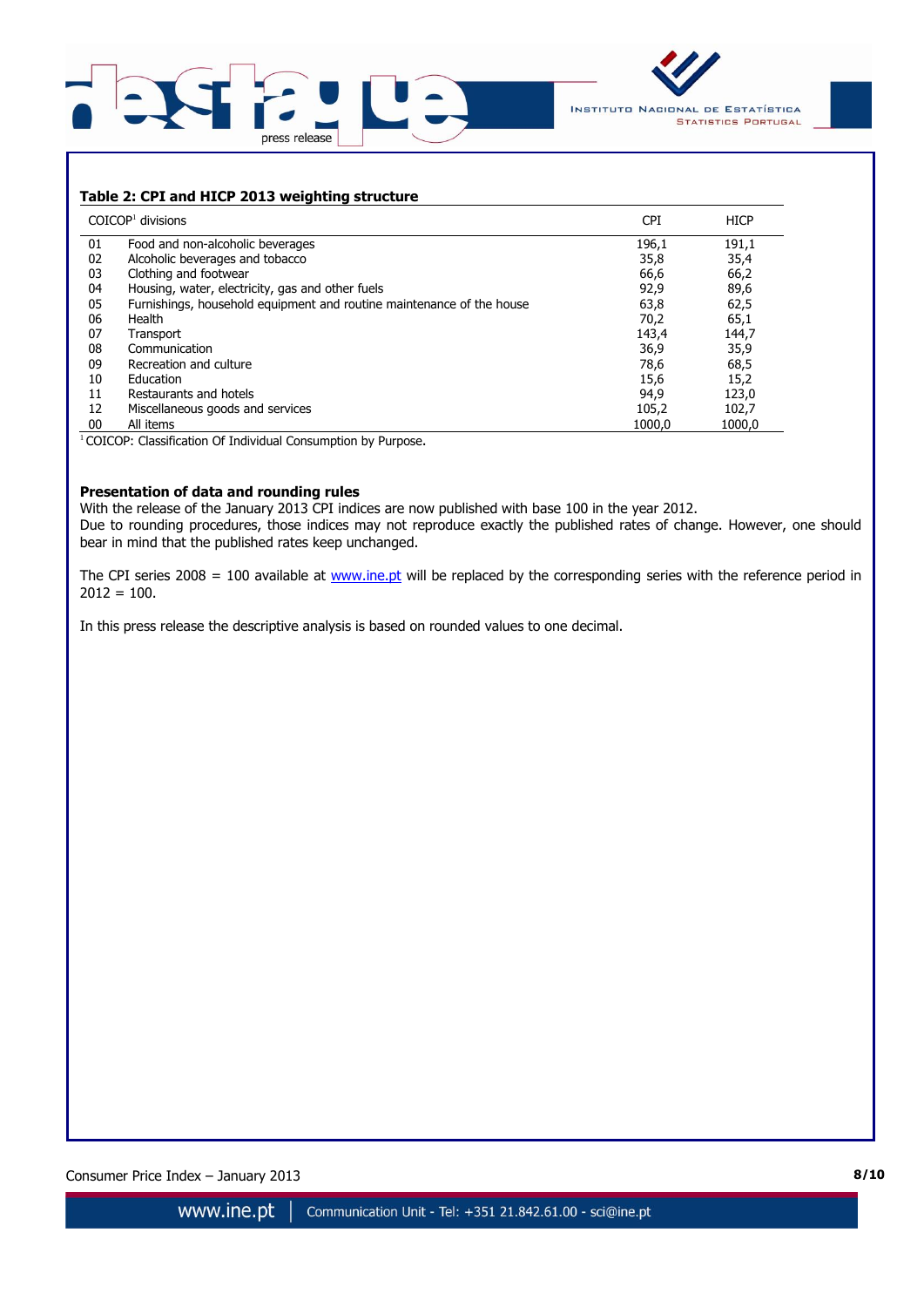**Table 2: CPI and HICP 2013 weighting structure**

| | COICOP[1] divisions | CPI | HICP |
|---|---|---|---|
| 01 | Food and non-alcoholic beverages | 196,1 | 191,1 |
| 02 | Alcoholic beverages and tobacco | 35,8 | 35,4 |
| 03 | Clothing and footwear | 66,6 | 66,2 |
| 04 | Housing, water, electricity, gas and other fuels | 92,9 | 89,6 |
| 05 | Furnishings, household equipment and routine maintenance of the house | 63,8 | 62,5 |
| 06 | Health | 70,2 | 65,1 |
| 07 | Transport | 143,4 | 144,7 |
| 08 | Communication | 36,9 | 35,9 |
| 09 | Recreation and culture | 78,6 | 68,5 |
| 10 | Education | 15,6 | 15,2 |
| 11 | Restaurants and hotels | 94,9 | 123,0 |
| 12 | Miscellaneous goods and services | 105,2 | 102,7 |
| 00 | All items | 1000,0 | 1000,0 |

[1] COICOP: Classification Of Individual Consumption by Purpose.

**Presentation of data and rounding rules**

With the release of the January 2013 CPI indices are now published with base 100 in the year 2012.
Due to rounding procedures, those indices may not reproduce exactly the published rates of change. However, one should bear in mind that the published rates keep unchanged.

The CPI series 2008 = 100 available at www.ine.pt will be replaced by the corresponding series with the reference period in 2012 = 100.

In this press release the descriptive analysis is based on rounded values to one decimal.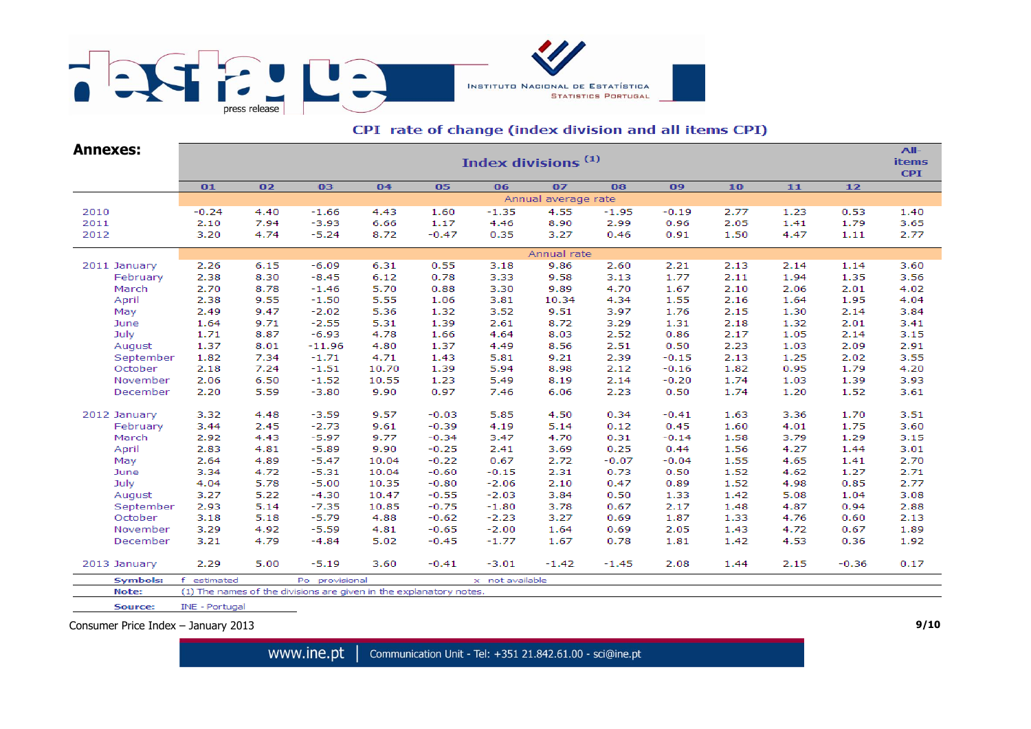## CPI rate of change (index division and all items CPI)

**Annexes:**

| | Index divisions (1) | | | | | | | | | | | | All-items CPI |
|---|---|---|---|---|---|---|---|---|---|---|---|---|---|
| | 01 | 02 | 03 | 04 | 05 | 06 | 07 | 08 | 09 | 10 | 11 | 12 | |
| | Annual average rate | | | | | | | | | | | | |
| 2010 | -0.24 | 4.40 | -1.66 | 4.43 | 1.60 | -1.35 | 4.55 | -1.95 | -0.19 | 2.77 | 1.23 | 0.53 | 1.40 |
| 2011 | 2.10 | 7.94 | -3.93 | 6.66 | 1.17 | 4.46 | 8.90 | 2.99 | 0.96 | 2.05 | 1.41 | 1.79 | 3.65 |
| 2012 | 3.20 | 4.74 | -5.24 | 8.72 | -0.47 | 0.35 | 3.27 | 0.46 | 0.91 | 1.50 | 4.47 | 1.11 | 2.77 |
| | Annual rate | | | | | | | | | | | | |
| 2011 January | 2.26 | 6.15 | -6.09 | 6.31 | 0.55 | 3.18 | 9.86 | 2.60 | 2.21 | 2.13 | 2.14 | 1.14 | 3.60 |
| February | 2.38 | 8.30 | -8.45 | 6.12 | 0.78 | 3.33 | 9.58 | 3.13 | 1.77 | 2.11 | 1.94 | 1.35 | 3.56 |
| March | 2.70 | 8.78 | -1.46 | 5.70 | 0.88 | 3.30 | 9.89 | 4.70 | 1.67 | 2.10 | 2.06 | 2.01 | 4.02 |
| April | 2.38 | 9.55 | -1.50 | 5.55 | 1.06 | 3.81 | 10.34 | 4.34 | 1.55 | 2.16 | 1.64 | 1.95 | 4.04 |
| May | 2.49 | 9.47 | -2.02 | 5.36 | 1.32 | 3.52 | 9.51 | 3.97 | 1.76 | 2.15 | 1.30 | 2.14 | 3.84 |
| June | 1.64 | 9.71 | -2.55 | 5.31 | 1.39 | 2.61 | 8.72 | 3.29 | 1.31 | 2.18 | 1.32 | 2.01 | 3.41 |
| July | 1.71 | 8.87 | -6.93 | 4.78 | 1.66 | 4.64 | 8.03 | 2.52 | 0.86 | 2.17 | 1.05 | 2.14 | 3.15 |
| August | 1.37 | 8.01 | -11.96 | 4.80 | 1.37 | 4.49 | 8.56 | 2.51 | 0.50 | 2.23 | 1.03 | 2.09 | 2.91 |
| September | 1.82 | 7.34 | -1.71 | 4.71 | 1.43 | 5.81 | 9.21 | 2.39 | -0.15 | 2.13 | 1.25 | 2.02 | 3.55 |
| October | 2.18 | 7.24 | -1.51 | 10.70 | 1.39 | 5.94 | 8.98 | 2.12 | -0.16 | 1.82 | 0.95 | 1.79 | 4.20 |
| November | 2.06 | 6.50 | -1.52 | 10.55 | 1.23 | 5.49 | 8.19 | 2.14 | -0.20 | 1.74 | 1.03 | 1.39 | 3.93 |
| December | 2.20 | 5.59 | -3.80 | 9.90 | 0.97 | 7.46 | 6.06 | 2.23 | 0.50 | 1.74 | 1.20 | 1.52 | 3.61 |
| 2012 January | 3.32 | 4.48 | -3.59 | 9.57 | -0.03 | 5.85 | 4.50 | 0.34 | -0.41 | 1.63 | 3.36 | 1.70 | 3.51 |
| February | 3.44 | 2.45 | -2.73 | 9.61 | -0.39 | 4.19 | 5.14 | 0.12 | 0.45 | 1.60 | 4.01 | 1.75 | 3.60 |
| March | 2.92 | 4.43 | -5.97 | 9.77 | -0.34 | 3.47 | 4.70 | 0.31 | -0.14 | 1.58 | 3.79 | 1.29 | 3.15 |
| April | 2.83 | 4.81 | -5.89 | 9.90 | -0.25 | 2.41 | 3.69 | 0.25 | 0.44 | 1.56 | 4.27 | 1.44 | 3.01 |
| May | 2.64 | 4.89 | -5.47 | 10.04 | -0.22 | 0.67 | 2.72 | -0.07 | -0.04 | 1.55 | 4.65 | 1.41 | 2.70 |
| June | 3.34 | 4.72 | -5.31 | 10.04 | -0.60 | -0.15 | 2.31 | 0.73 | 0.50 | 1.52 | 4.62 | 1.27 | 2.71 |
| July | 4.04 | 5.78 | -5.00 | 10.35 | -0.80 | -2.06 | 2.10 | 0.47 | 0.89 | 1.52 | 4.98 | 0.85 | 2.77 |
| August | 3.27 | 5.22 | -4.30 | 10.47 | -0.55 | -2.03 | 3.84 | 0.50 | 1.33 | 1.42 | 5.08 | 1.04 | 3.08 |
| September | 2.93 | 5.14 | -7.35 | 10.85 | -0.75 | -1.80 | 3.78 | 0.67 | 2.17 | 1.48 | 4.87 | 0.94 | 2.88 |
| October | 3.18 | 5.18 | -5.79 | 4.88 | -0.62 | -2.23 | 3.27 | 0.69 | 1.87 | 1.33 | 4.76 | 0.60 | 2.13 |
| November | 3.29 | 4.92 | -5.59 | 4.81 | -0.65 | -2.00 | 1.64 | 0.69 | 2.05 | 1.43 | 4.72 | 0.67 | 1.89 |
| December | 3.21 | 4.79 | -4.84 | 5.02 | -0.45 | -1.77 | 1.67 | 0.78 | 1.81 | 1.42 | 4.53 | 0.36 | 1.92 |
| 2013 January | 2.29 | 5.00 | -5.19 | 3.60 | -0.41 | -3.01 | -1.42 | -1.45 | 2.08 | 1.44 | 2.15 | -0.36 | 0.17 |

**Symbols:** f estimated  Po provisional  x not available

**Note:** (1) The names of the divisions are given in the explanatory notes.

**Source:** INE - Portugal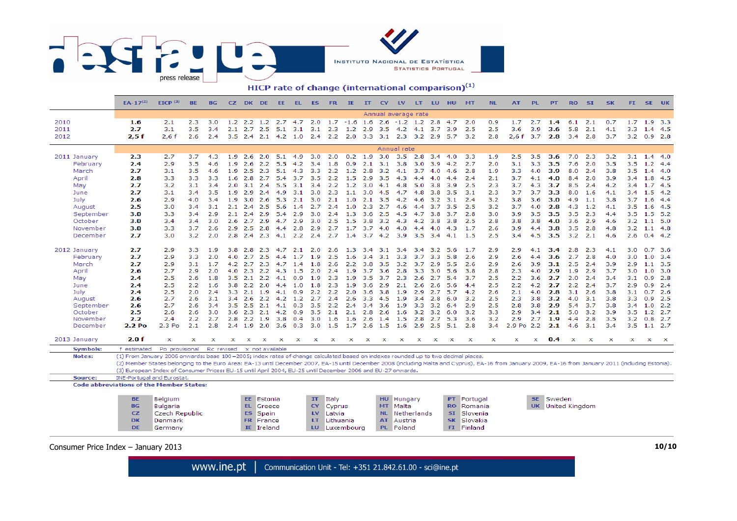## HICP rate of change (international comparison)[1]

| | EA-17[2] | EICP[3] | BE | BG | CZ | DK | DE | EE | EL | ES | FR | IE | IT | CY | LV | LT | LU | HU | MT | NL | AT | PL | PT | RO | SI | SK | FI | SE | UK |
|---|---|---|---|---|---|---|---|---|---|---|---|---|---|---|---|---|---|---|---|---|---|---|---|---|---|---|---|---|---|
| **Annual average rate** | | | | | | | | | | | | | | | | | | | | | | | | | | | | | |
| 2010 | **1.6** | 2.1 | 2.3 | 3.0 | 1.2 | 2.2 | 1.2 | 2.7 | 4.7 | 2.0 | 1.7 | -1.6 | 1.6 | 2.6 | -1.2 | 1.2 | 2.8 | 4.7 | 2.0 | 0.9 | 1.7 | 2.7 | **1.4** | 6.1 | 2.1 | 0.7 | 1.7 | 1.9 | 3.3 |
| 2011 | **2.7** | 3.1 | 3.5 | 3.4 | 2.1 | 2.7 | 2.5 | 5.1 | 3.1 | 3.1 | 2.3 | 1.2 | 2.9 | 3.5 | 4.2 | 4.1 | 3.7 | 3.9 | 2.5 | 2.5 | 3.6 | 3.9 | **3.6** | 5.8 | 2.1 | 4.1 | 3.3 | 1.4 | 4.5 |
| 2012 | **2,5 f** | 2,6 f | 2.6 | 2.4 | 3.5 | 2.4 | 2.1 | 4.2 | 1.0 | 2.4 | 2.2 | 2.0 | 3.3 | 3.1 | 2.3 | 3.2 | 2.9 | 5.7 | 3.2 | 2.8 | 2,6 f | 3.7 | **2.8** | 3.4 | 2.8 | 3.7 | 3.2 | 0.9 | 2.8 |
| **Annual rate** | | | | | | | | | | | | | | | | | | | | | | | | | | | | | |
| 2011 January | **2.3** | 2.7 | 3.7 | 4.3 | 1.9 | 2.6 | 2.0 | 5.1 | 4.9 | 3.0 | 2.0 | 0.2 | 1.9 | 3.0 | 3.5 | 2.8 | 3.4 | 4.0 | 3.3 | 1.9 | 2.5 | 3.5 | **3.6** | 7.0 | 2.3 | 3.2 | 3.1 | 1.4 | 4.0 |
| February | **2.4** | 2.9 | 3.5 | 4.6 | 1.9 | 2.6 | 2.2 | 5.5 | 4.2 | 3.4 | 1.8 | 0.9 | 2.1 | 3.1 | 3.8 | 3.0 | 3.9 | 4.2 | 2.7 | 2.0 | 3.1 | 3.3 | **3.5** | 7.6 | 2.0 | 3.5 | 3.5 | 1.2 | 4.4 |
| March | **2.7** | 3.1 | 3.5 | 4.6 | 1.9 | 2.5 | 2.3 | 5.1 | 4.3 | 3.3 | 2.2 | 1.2 | 2.8 | 3.2 | 4.1 | 3.7 | 4.0 | 4.6 | 2.8 | 1.9 | 3.3 | 4.0 | **3.9** | 8.0 | 2.4 | 3.8 | 3.5 | 1.4 | 4.0 |
| April | **2.8** | 3.3 | 3.3 | 3.3 | 1.6 | 2.8 | 2.7 | 5.4 | 3.7 | 3.5 | 2.2 | 1.5 | 2.9 | 3.5 | 4.3 | 4.4 | 4.0 | 4.4 | 2.4 | 2.1 | 3.7 | 4.1 | **4.0** | 8.4 | 2.0 | 3.9 | 3.4 | 1.8 | 4.5 |
| May | **2.7** | 3.2 | 3.1 | 3.4 | 2.0 | 3.1 | 2.4 | 5.5 | 3.1 | 3.4 | 2.2 | 1.2 | 3.0 | 4.1 | 4.8 | 5.0 | 3.8 | 3.9 | 2.5 | 2.3 | 3.7 | 4.3 | **3.7** | 8.5 | 2.4 | 4.2 | 3.4 | 1.7 | 4.5 |
| June | **2.7** | 3.1 | 3.4 | 3.5 | 1.9 | 2.9 | 2.4 | 4.9 | 3.1 | 3.0 | 2.3 | 1.1 | 3.0 | 4.5 | 4.7 | 4.8 | 3.8 | 3.5 | 3.1 | 2.3 | 3.7 | 3.7 | **3.3** | 8.0 | 1.6 | 4.1 | 3.4 | 1.5 | 4.2 |
| July | **2.6** | 2.9 | 4.0 | 3.4 | 1.9 | 3.0 | 2.6 | 5.3 | 2.1 | 3.0 | 2.1 | 1.0 | 2.1 | 3.5 | 4.2 | 4.6 | 3.2 | 3.1 | 2.4 | 3.2 | 3.8 | 3.6 | **3.0** | 4.9 | 1.1 | 3.8 | 3.7 | 1.6 | 4.4 |
| August | **2.5** | 3.0 | 3.4 | 3.1 | 2.1 | 2.4 | 2.5 | 5.6 | 1.4 | 2.7 | 2.4 | 1.0 | 2.3 | 2.7 | 4.6 | 4.4 | 3.7 | 3.5 | 2.5 | 3.2 | 3.7 | 4.0 | **2.8** | 4.3 | 1.2 | 4.1 | 3.5 | 1.6 | 4.5 |
| September | **3.0** | 3.3 | 3.4 | 2.9 | 2.1 | 2.4 | 2.9 | 5.4 | 2.9 | 3.0 | 2.4 | 1.3 | 3.6 | 2.5 | 4.5 | 4.7 | 3.8 | 3.7 | 2.8 | 3.0 | 3.9 | 3.5 | **3.5** | 3.5 | 2.3 | 4.4 | 3.5 | 1.5 | 5.2 |
| October | **3.0** | 3.4 | 3.4 | 3.0 | 2.6 | 2.7 | 2.9 | 4.7 | 2.9 | 3.0 | 2.5 | 1.5 | 3.8 | 3.2 | 4.3 | 4.2 | 3.8 | 3.8 | 2.5 | 2.8 | 3.8 | 3.8 | **4.0** | 3.6 | 2.9 | 4.6 | 3.2 | 1.1 | 5.0 |
| November | **3.0** | 3.3 | 3.7 | 2.6 | 2.9 | 2.5 | 2.8 | 4.4 | 2.8 | 2.9 | 2.7 | 1.7 | 3.7 | 4.0 | 4.0 | 4.4 | 4.0 | 4.3 | 1.7 | 2.6 | 3.9 | 4.4 | **3.8** | 3.5 | 2.8 | 4.8 | 3.2 | 1.1 | 4.8 |
| December | **2.7** | 3.0 | 3.2 | 2.0 | 2.8 | 2.4 | 2.3 | 4.1 | 2.2 | 2.4 | 2.7 | 1.4 | 3.7 | 4.2 | 3.9 | 3.5 | 3.4 | 4.1 | 1.5 | 2.5 | 3.4 | 4.5 | **3.5** | 3.2 | 2.1 | 4.6 | 2.6 | 0.4 | 4.2 |
| 2012 January | **2.7** | 2.9 | 3.3 | 1.9 | 3.8 | 2.8 | 2.3 | 4.7 | 2.1 | 2.0 | 2.6 | 1.3 | 3.4 | 3.1 | 3.4 | 3.4 | 3.2 | 5.6 | 1.7 | 2.9 | 2.9 | 4.1 | **3.4** | 2.8 | 2.3 | 4.1 | 3.0 | 0.7 | 3.6 |
| February | **2.7** | 2.9 | 3.3 | 2.0 | 4.0 | 2.7 | 2.5 | 4.4 | 1.7 | 1.9 | 2.5 | 1.6 | 3.4 | 3.1 | 3.3 | 3.7 | 3.3 | 5.8 | 2.6 | 2.9 | 2.6 | 4.4 | **3.6** | 2.7 | 2.8 | 4.0 | 3.0 | 1.0 | 3.4 |
| March | **2.7** | 2.9 | 3.1 | 1.7 | 4.2 | 2.7 | 2.3 | 4.7 | 1.4 | 1.8 | 2.6 | 2.2 | 3.8 | 3.5 | 3.2 | 3.7 | 2.9 | 5.5 | 2.6 | 2.9 | 2.6 | 3.9 | **3.1** | 2.5 | 2.4 | 3.9 | 2.9 | 1.1 | 3.5 |
| April | **2.6** | 2.7 | 2.9 | 2.0 | 4.0 | 2.3 | 2.2 | 4.3 | 1.5 | 2.0 | 2.4 | 1.9 | 3.7 | 3.6 | 2.8 | 3.3 | 3.0 | 5.6 | 3.8 | 2.8 | 2.3 | 4.0 | **2.9** | 1.9 | 2.9 | 3.7 | 3.0 | 1.0 | 3.0 |
| May | **2.4** | 2.5 | 2.6 | 1.8 | 3.5 | 2.1 | 2.2 | 4.1 | 0.9 | 1.9 | 2.3 | 1.9 | 3.5 | 3.7 | 2.3 | 2.6 | 2.7 | 5.4 | 3.7 | 2.5 | 2.2 | 3.6 | **2.7** | 2.0 | 2.4 | 3.4 | 3.1 | 0.9 | 2.8 |
| June | **2.4** | 2.5 | 2.2 | 1.6 | 3.8 | 2.2 | 2.0 | 4.4 | 1.0 | 1.8 | 2.3 | 1.9 | 3.6 | 2.9 | 2.1 | 2.6 | 2.6 | 5.6 | 4.4 | 2.5 | 2.2 | 4.2 | **2.7** | 2.2 | 2.4 | 3.7 | 2.9 | 0.9 | 2.4 |
| July | **2.4** | 2.5 | 2.0 | 2.4 | 3.3 | 2.1 | 1.9 | 4.1 | 0.9 | 2.2 | 2.2 | 2.0 | 3.6 | 3.8 | 1.9 | 2.9 | 2.7 | 5.7 | 4.2 | 2.6 | 2.1 | 4.0 | **2.8** | 3.1 | 2.6 | 3.8 | 3.1 | 0.7 | 2.6 |
| August | **2.6** | 2.7 | 2.6 | 3.1 | 3.4 | 2.6 | 2.2 | 4.2 | 1.2 | 2.7 | 2.4 | 2.6 | 3.3 | 4.5 | 1.9 | 3.4 | 2.8 | 6.0 | 3.2 | 2.5 | 2.3 | 3.8 | **3.2** | 4.0 | 3.1 | 3.8 | 3.3 | 0.9 | 2.5 |
| September | **2.6** | 2.7 | 2.6 | 3.4 | 3.5 | 2.5 | 2.1 | 4.1 | 0.3 | 3.5 | 2.2 | 2.4 | 3.4 | 3.6 | 1.9 | 3.3 | 3.2 | 6.4 | 2.9 | 2.5 | 2.8 | 3.8 | **2.9** | 5.4 | 3.7 | 3.8 | 3.4 | 1.0 | 2.2 |
| October | **2.5** | 2.6 | 2.6 | 3.0 | 3.6 | 2.3 | 2.1 | 4.2 | 0.9 | 3.5 | 2.1 | 2.1 | 2.8 | 2.6 | 1.6 | 3.2 | 3.2 | 6.0 | 3.2 | 3.3 | 2.9 | 3.4 | **2.1** | 5.0 | 3.2 | 3.9 | 3.5 | 1.2 | 2.7 |
| November | **2.2** | 2.4 | 2.2 | 2.7 | 2.8 | 2.2 | 1.9 | 3.8 | 0.4 | 3.0 | 1.6 | 1.6 | 2.6 | 1.4 | 1.5 | 2.8 | 2.7 | 5.3 | 3.6 | 3.2 | 2.9 | 2.7 | **1.9** | 4.4 | 2.8 | 3.5 | 3.2 | 0.8 | 2.7 |
| December | **2.2 Po** | 2.3 Po | 2.1 | 2.8 | 2.4 | 1.9 | 2.0 | 3.6 | 0.3 | 3.0 | 1.5 | 1.7 | 2.6 | 1.5 | 1.6 | 2.9 | 2.5 | 5.1 | 2.8 | 3.4 | 2.9 Po | 2.2 | **2.1** | 4.6 | 3.1 | 3.4 | 3.5 | 1.1 | 2.7 |
| 2013 January | **2.0 f** | x | x | x | x | x | x | x | x | x | x | x | x | x | x | x | x | x | x | x | x | x | **0.4** | x | x | x | x | x | x |

**Symbols:** f estimated Po provisional Rc revised x not available

**Notes:**
(1) From January 2006 onwards: base 100=2005; index rates of change calculated based on indexes rounded up to two decimal places.
(2) Member States belonging to the Euro Area: EA-13 until December 2007, EA-15 until December 2008 (including Malta and Cyprus), EA-16 from January 2009, EA-16 from January 2011 (including Estonia).
(3) European Index of Consumer Prices: EU-15 until April 2004, EU-25 until December 2006 and EU-27 onwards.

**Source:** INE-Portugal and Eurostat.

**Code abbreviations of the Member States:**

| | | | | | | | | | | | |
|---|---|---|---|---|---|---|---|---|---|---|---|
| BE | Belgium | EE | Estonia | IT | Italy | HU | Hungary | PT | Portugal | SE | Sweden |
| BG | Bulgaria | EL | Greece | CY | Cyprus | MT | Malta | RO | Romania | UK | United Kingdom |
| CZ | Czech Republic | ES | Spain | LV | Latvia | NL | Netherlands | SI | Slovenia | | |
| DK | Denmark | FR | France | LT | Lithuania | AT | Austria | SK | Slovakia | | |
| DE | Germany | IE | Ireland | LU | Luxembourg | PL | Poland | FI | Finland | | |